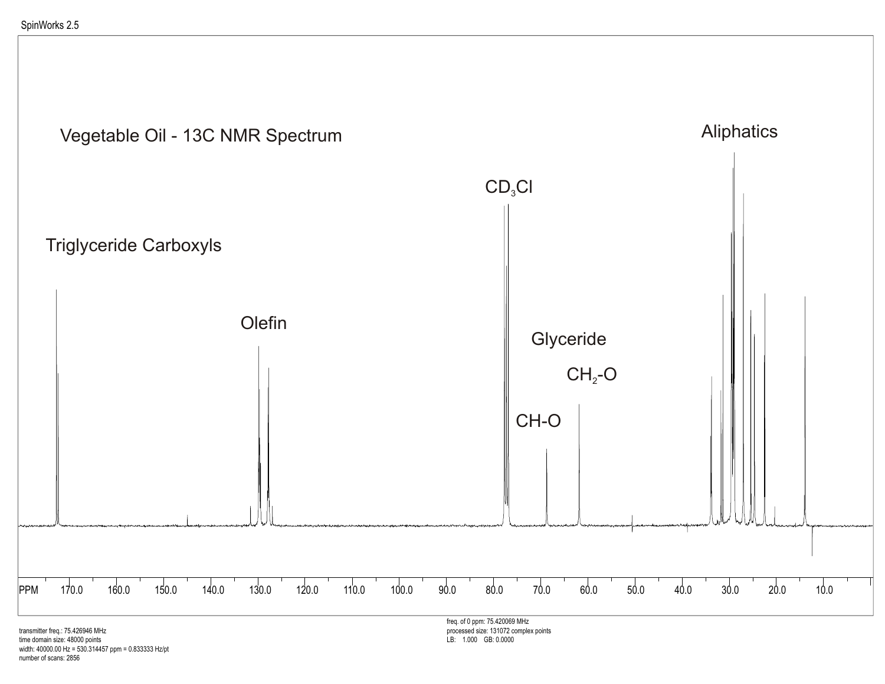SpinWorks 2.5

# Vegetable Oil - 13C NMR Spectrum

Triglyceride Carboxyls

Olefin

$CD_3Cl$

Glyceride

$CH_2$-O

CH-O

Aliphatics

PPM 170.0 160.0 150.0 140.0 130.0 120.0 110.0 100.0 90.0 80.0 70.0 60.0 50.0 40.0 30.0 20.0 10.0

transmitter freq.: 75.426946 MHz
time domain size: 48000 points
width: 40000.00 Hz = 530.314457 ppm = 0.833333 Hz/pt
number of scans: 2856

freq. of 0 ppm: 75.420069 MHz
processed size: 131072 complex points
LB: 1.000 GB: 0.0000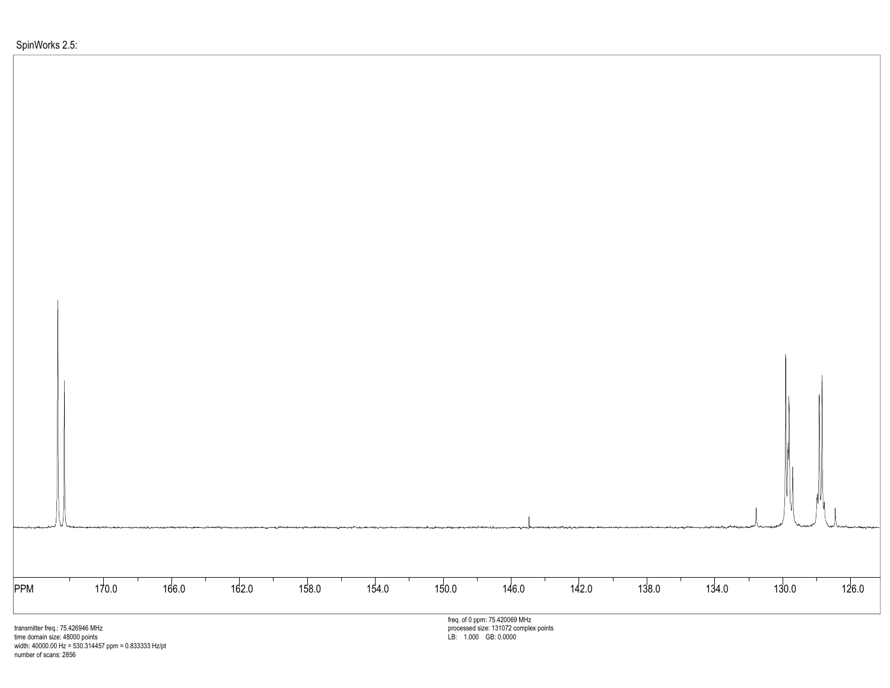SpinWorks 2.5:

PPM 170.0 166.0 162.0 158.0 154.0 150.0 146.0 142.0 138.0 134.0 130.0 126.0

transmitter freq.: 75.426946 MHz
time domain size: 48000 points
width: 40000.00 Hz = 530.314457 ppm = 0.833333 Hz/pt
number of scans: 2856

freq. of 0 ppm: 75.420069 MHz
processed size: 131072 complex points
LB: 1.000 GB: 0.0000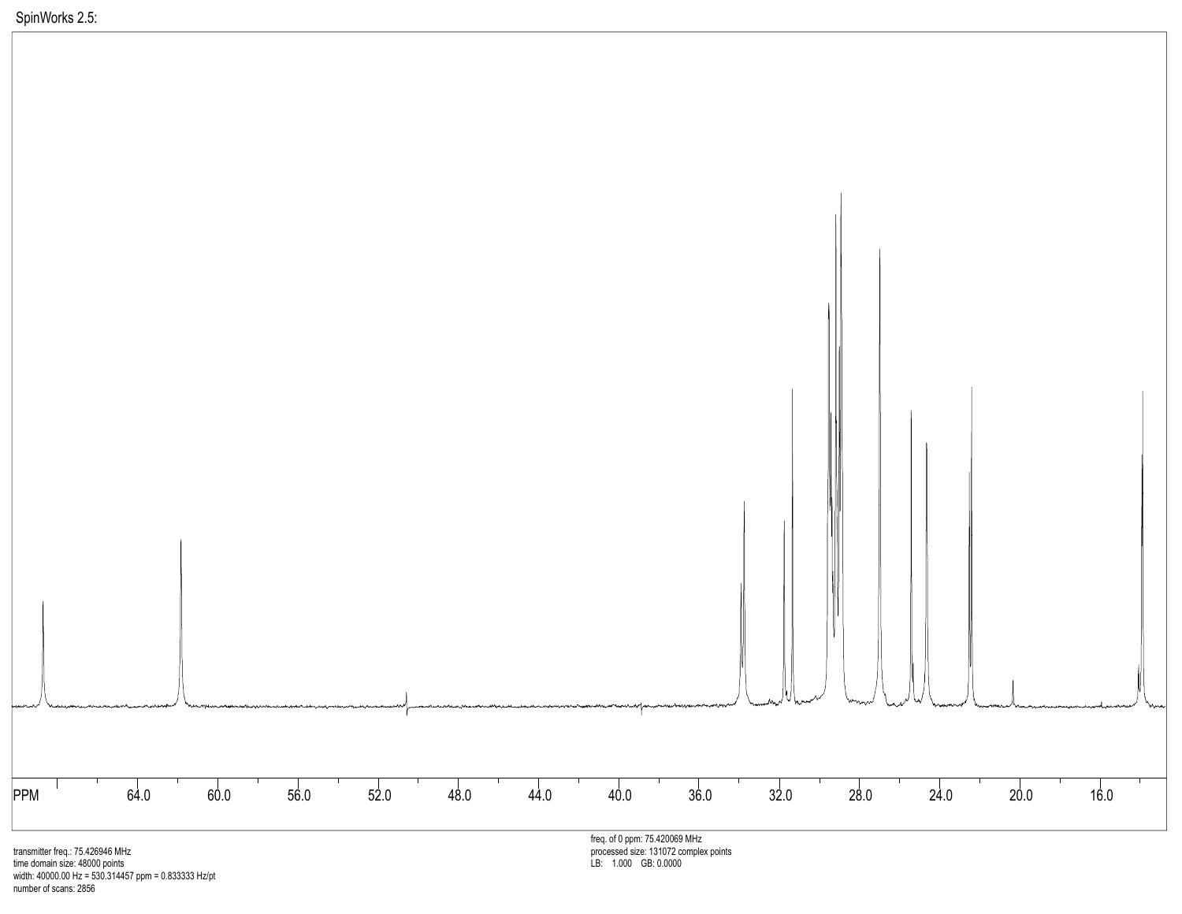SpinWorks 2.5:

PPM 64.0 60.0 56.0 52.0 48.0 44.0 40.0 36.0 32.0 28.0 24.0 20.0 16.0

transmitter freq.: 75.426946 MHz
time domain size: 48000 points
width: 40000.00 Hz = 530.314457 ppm = 0.833333 Hz/pt
number of scans: 2856

freq. of 0 ppm: 75.420069 MHz
processed size: 131072 complex points
LB: 1.000 GB: 0.0000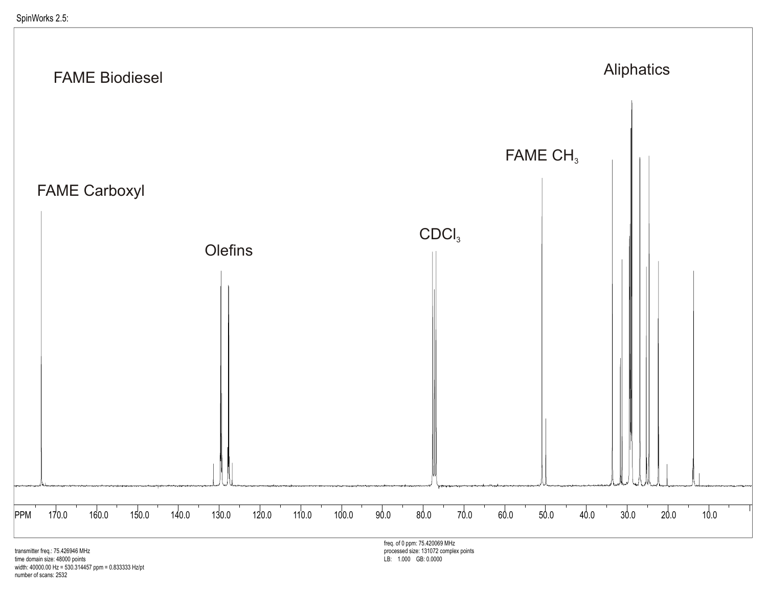SpinWorks 2.5:

FAME Biodiesel

FAME Carboxyl

Olefins

$CDCl_3$

FAME $CH_3$

Aliphatics

PPM 170.0 160.0 150.0 140.0 130.0 120.0 110.0 100.0 90.0 80.0 70.0 60.0 50.0 40.0 30.0 20.0 10.0

transmitter freq.: 75.426946 MHz
time domain size: 48000 points
width: 40000.00 Hz = 530.314457 ppm = 0.833333 Hz/pt
number of scans: 2532

freq. of 0 ppm: 75.420069 MHz
processed size: 131072 complex points
LB: 1.000 GB: 0.0000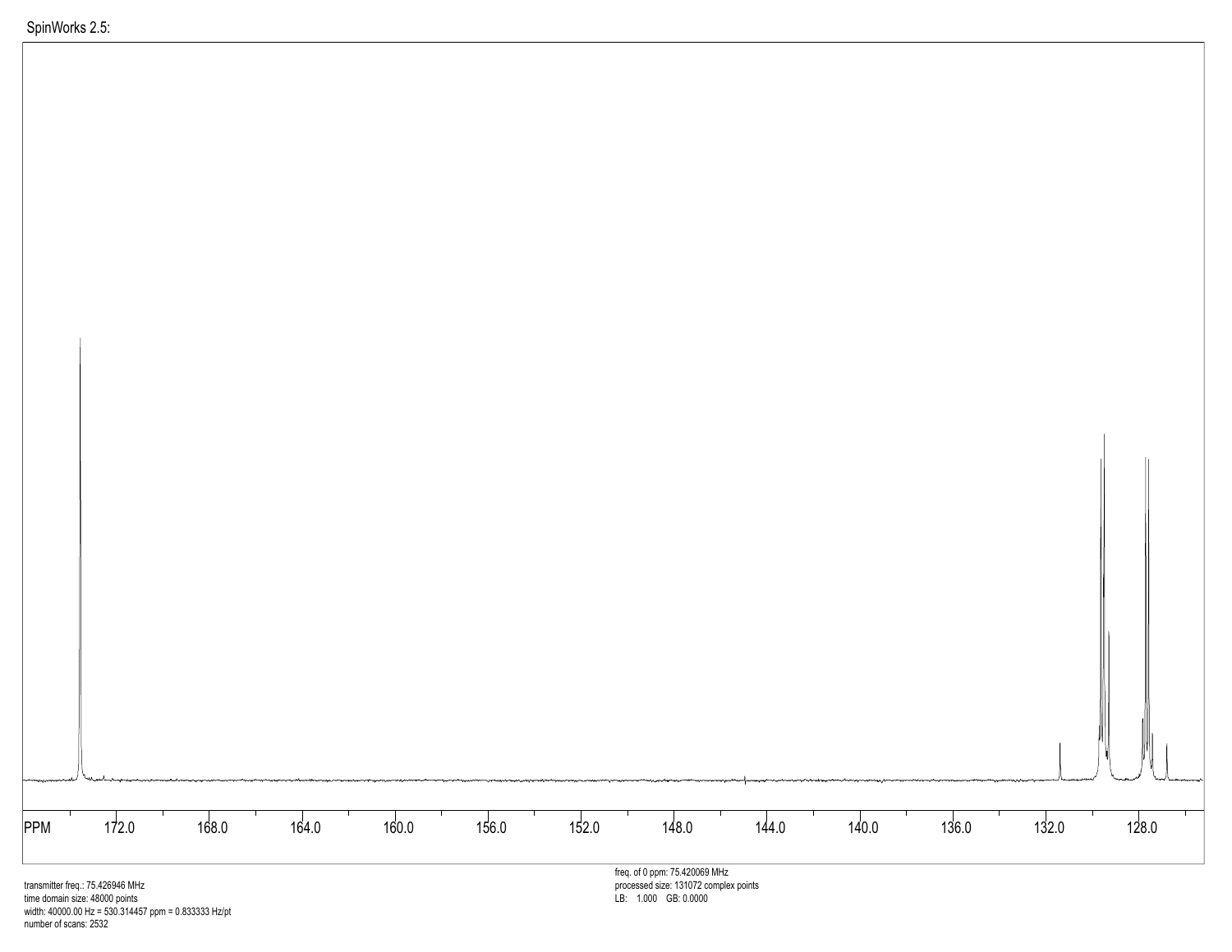SpinWorks 2.5:

PPM 172.0 168.0 164.0 160.0 156.0 152.0 148.0 144.0 140.0 136.0 132.0 128.0

transmitter freq.: 75.426946 MHz
time domain size: 48000 points
width: 40000.00 Hz = 530.314457 ppm = 0.833333 Hz/pt
number of scans: 2532

freq. of 0 ppm: 75.420069 MHz
processed size: 131072 complex points
LB: 1.000 GB: 0.0000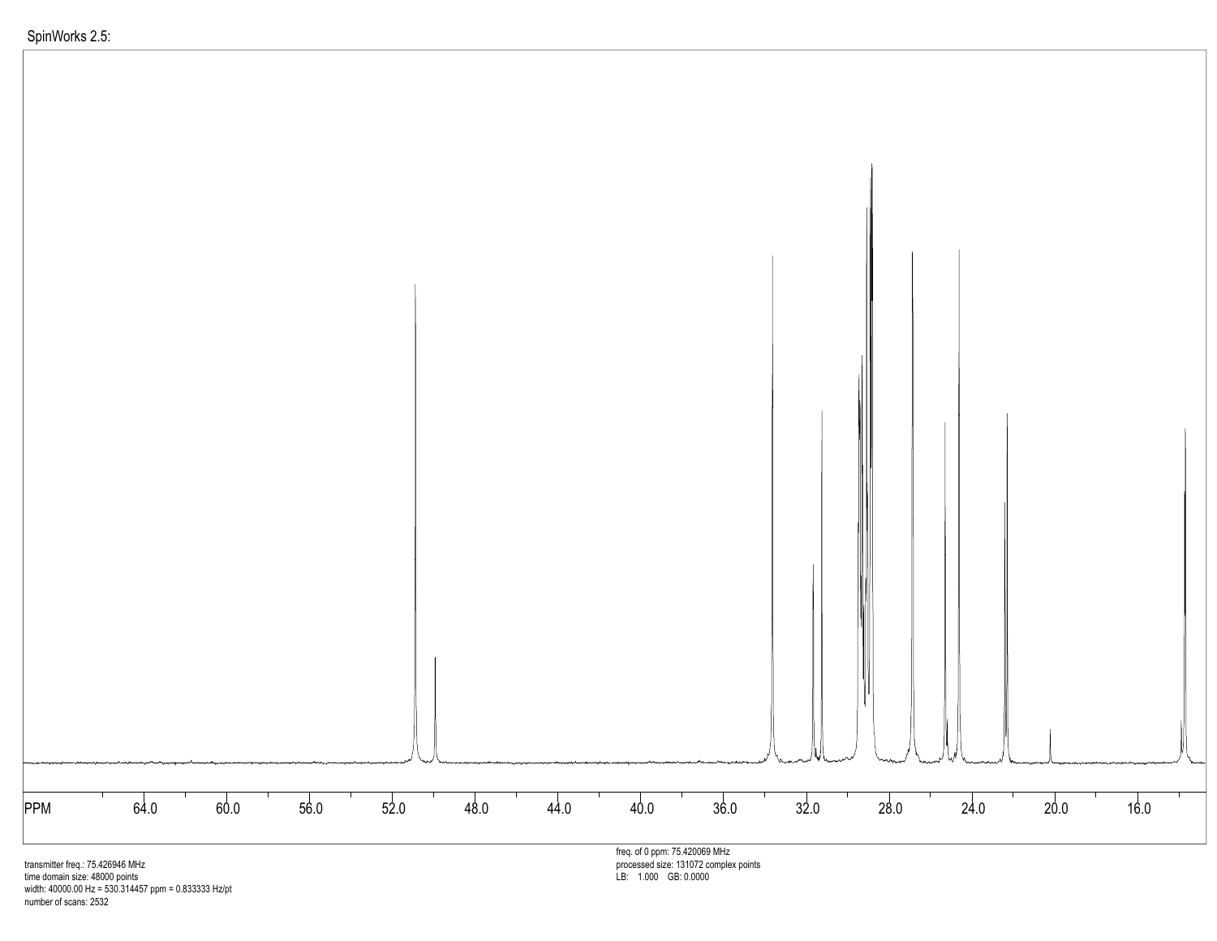SpinWorks 2.5:

PPM

64.0 60.0 56.0 52.0 48.0 44.0 40.0 36.0 32.0 28.0 24.0 20.0 16.0

transmitter freq.: 75.426946 MHz
time domain size: 48000 points
width: 40000.00 Hz = 530.314457 ppm = 0.833333 Hz/pt
number of scans: 2532

freq. of 0 ppm: 75.420069 MHz
processed size: 131072 complex points
LB: 1.000 GB: 0.0000